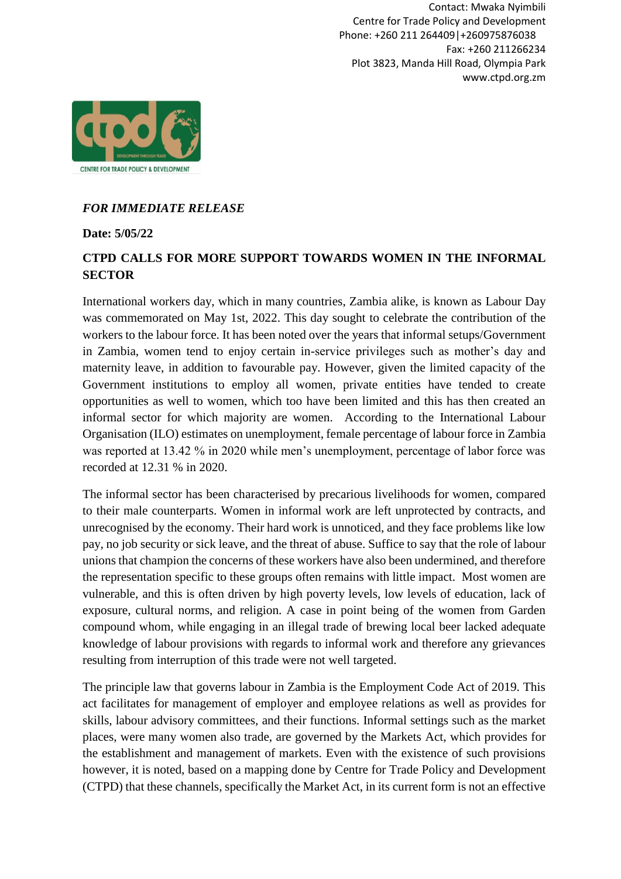Contact: Mwaka Nyimbili
Centre for Trade Policy and Development
Phone: +260 211 264409|+260975876038
Fax: +260 211266234
Plot 3823, Manda Hill Road, Olympia Park
www.ctpd.org.zm

*FOR IMMEDIATE RELEASE*

**Date: 5/05/22**

**CTPD CALLS FOR MORE SUPPORT TOWARDS WOMEN IN THE INFORMAL SECTOR**

International workers day, which in many countries, Zambia alike, is known as Labour Day was commemorated on May 1st, 2022. This day sought to celebrate the contribution of the workers to the labour force. It has been noted over the years that informal setups/Government in Zambia, women tend to enjoy certain in-service privileges such as mother's day and maternity leave, in addition to favourable pay. However, given the limited capacity of the Government institutions to employ all women, private entities have tended to create opportunities as well to women, which too have been limited and this has then created an informal sector for which majority are women. According to the International Labour Organisation (ILO) estimates on unemployment, female percentage of labour force in Zambia was reported at 13.42 % in 2020 while men's unemployment, percentage of labor force was recorded at 12.31 % in 2020.

The informal sector has been characterised by precarious livelihoods for women, compared to their male counterparts. Women in informal work are left unprotected by contracts, and unrecognised by the economy. Their hard work is unnoticed, and they face problems like low pay, no job security or sick leave, and the threat of abuse. Suffice to say that the role of labour unions that champion the concerns of these workers have also been undermined, and therefore the representation specific to these groups often remains with little impact. Most women are vulnerable, and this is often driven by high poverty levels, low levels of education, lack of exposure, cultural norms, and religion. A case in point being of the women from Garden compound whom, while engaging in an illegal trade of brewing local beer lacked adequate knowledge of labour provisions with regards to informal work and therefore any grievances resulting from interruption of this trade were not well targeted.

The principle law that governs labour in Zambia is the Employment Code Act of 2019. This act facilitates for management of employer and employee relations as well as provides for skills, labour advisory committees, and their functions. Informal settings such as the market places, were many women also trade, are governed by the Markets Act, which provides for the establishment and management of markets. Even with the existence of such provisions however, it is noted, based on a mapping done by Centre for Trade Policy and Development (CTPD) that these channels, specifically the Market Act, in its current form is not an effective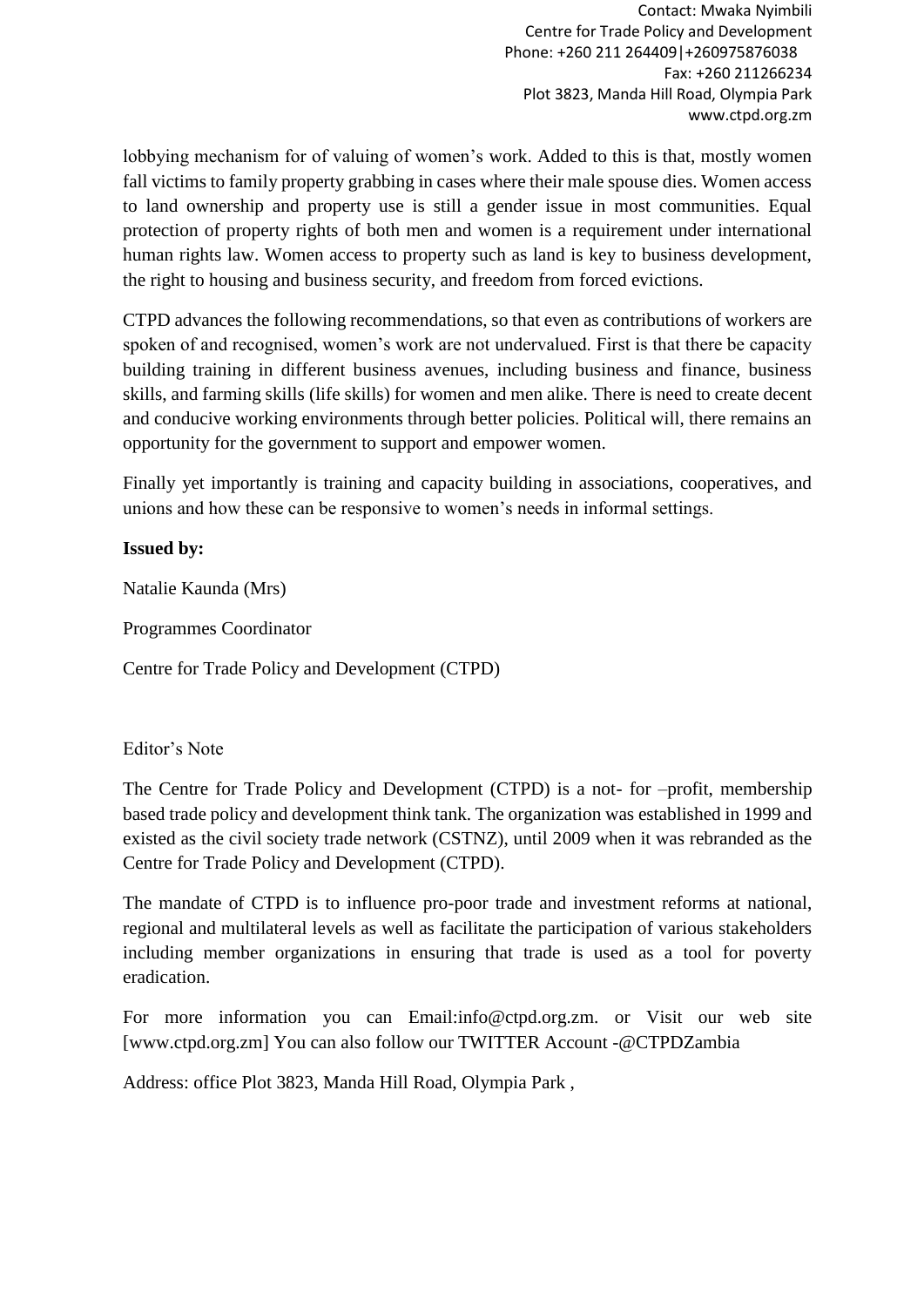Contact: Mwaka Nyimbili
Centre for Trade Policy and Development
Phone: +260 211 264409|+260975876038
Fax: +260 211266234
Plot 3823, Manda Hill Road, Olympia Park
www.ctpd.org.zm

lobbying mechanism for of valuing of women's work. Added to this is that, mostly women fall victims to family property grabbing in cases where their male spouse dies. Women access to land ownership and property use is still a gender issue in most communities. Equal protection of property rights of both men and women is a requirement under international human rights law. Women access to property such as land is key to business development, the right to housing and business security, and freedom from forced evictions.

CTPD advances the following recommendations, so that even as contributions of workers are spoken of and recognised, women's work are not undervalued. First is that there be capacity building training in different business avenues, including business and finance, business skills, and farming skills (life skills) for women and men alike. There is need to create decent and conducive working environments through better policies. Political will, there remains an opportunity for the government to support and empower women.

Finally yet importantly is training and capacity building in associations, cooperatives, and unions and how these can be responsive to women's needs in informal settings.

**Issued by:**

Natalie Kaunda (Mrs)

Programmes Coordinator

Centre for Trade Policy and Development (CTPD)

Editor's Note

The Centre for Trade Policy and Development (CTPD) is a not- for –profit, membership based trade policy and development think tank. The organization was established in 1999 and existed as the civil society trade network (CSTNZ), until 2009 when it was rebranded as the Centre for Trade Policy and Development (CTPD).

The mandate of CTPD is to influence pro-poor trade and investment reforms at national, regional and multilateral levels as well as facilitate the participation of various stakeholders including member organizations in ensuring that trade is used as a tool for poverty eradication.

For more information you can Email:info@ctpd.org.zm. or Visit our web site [www.ctpd.org.zm] You can also follow our TWITTER Account -@CTPDZambia

Address: office Plot 3823, Manda Hill Road, Olympia Park ,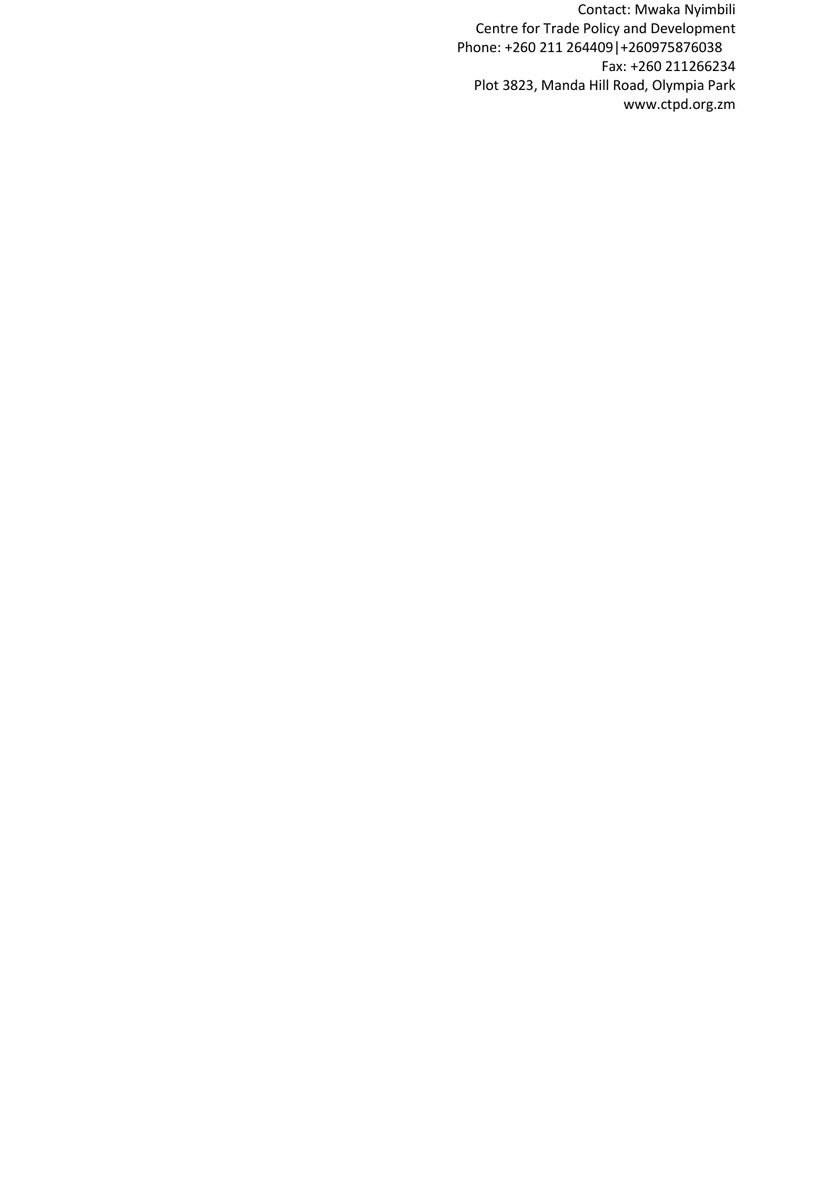Contact: Mwaka Nyimbili
Centre for Trade Policy and Development
Phone: +260 211 264409|+260975876038
Fax: +260 211266234
Plot 3823, Manda Hill Road, Olympia Park
www.ctpd.org.zm